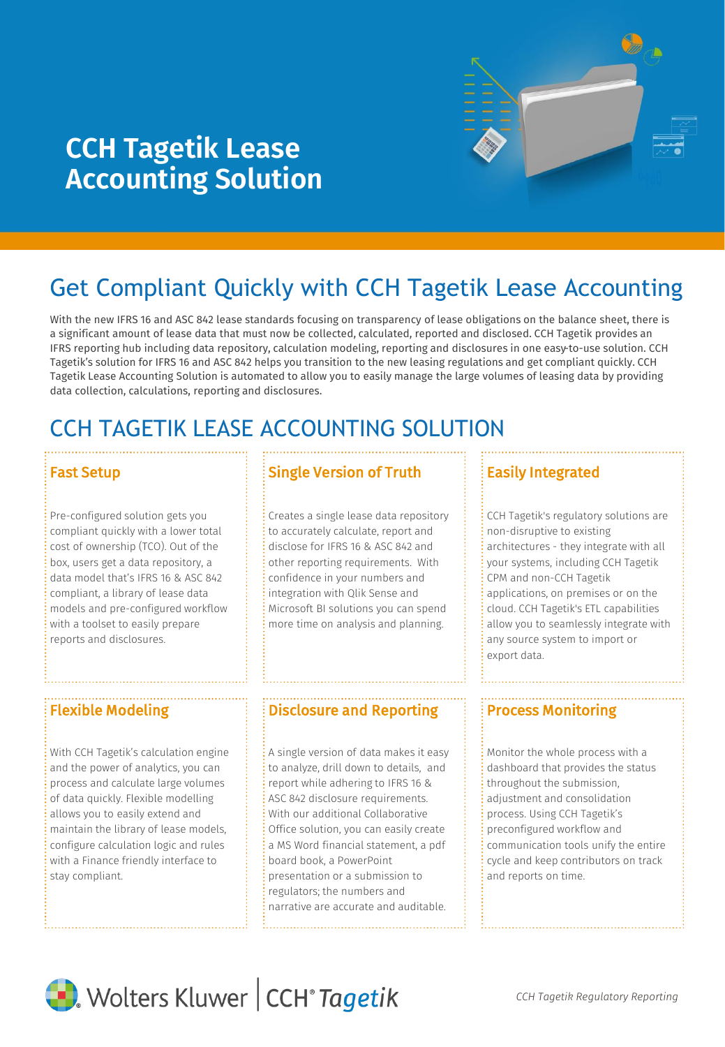# CCH Tagetik Lease Accounting Solution

## Get Compliant Quickly with CCH Tagetik Lease Accounting

With the new IFRS 16 and ASC 842 lease standards focusing on transparency of lease obligations on the balance sheet, there is a significant amount of lease data that must now be collected, calculated, reported and disclosed. CCH Tagetik provides an IFRS reporting hub including data repository, calculation modeling, reporting and disclosures in one easy-to-use solution. CCH Tagetik's solution for IFRS 16 and ASC 842 helps you transition to the new leasing regulations and get compliant quickly. CCH Tagetik Lease Accounting Solution is automated to allow you to easily manage the large volumes of leasing data by providing data collection, calculations, reporting and disclosures.

## CCH TAGETIK LEASE ACCOUNTING SOLUTION

### Fast Setup

Pre-configured solution gets you compliant quickly with a lower total cost of ownership (TCO). Out of the box, users get a data repository, a data model that's IFRS 16 & ASC 842 compliant, a library of lease data models and pre-configured workflow with a toolset to easily prepare reports and disclosures.

### Single Version of Truth

Creates a single lease data repository to accurately calculate, report and disclose for IFRS 16 & ASC 842 and other reporting requirements. With confidence in your numbers and integration with Qlik Sense and Microsoft BI solutions you can spend more time on analysis and planning.

### Easily Integrated

CCH Tagetik's regulatory solutions are non-disruptive to existing architectures - they integrate with all your systems, including CCH Tagetik CPM and non-CCH Tagetik applications, on premises or on the cloud. CCH Tagetik's ETL capabilities allow you to seamlessly integrate with any source system to import or export data.

### Flexible Modeling

With CCH Tagetik's calculation engine and the power of analytics, you can process and calculate large volumes of data quickly. Flexible modelling allows you to easily extend and maintain the library of lease models, configure calculation logic and rules with a Finance friendly interface to stay compliant.

### Disclosure and Reporting

A single version of data makes it easy to analyze, drill down to details, and report while adhering to IFRS 16 & ASC 842 disclosure requirements. With our additional Collaborative Office solution, you can easily create a MS Word financial statement, a pdf board book, a PowerPoint presentation or a submission to regulators; the numbers and narrative are accurate and auditable.

### Process Monitoring

Monitor the whole process with a dashboard that provides the status throughout the submission, adjustment and consolidation process. Using CCH Tagetik's preconfigured workflow and communication tools unify the entire cycle and keep contributors on track and reports on time.

Wolters Kluwer | CCH® Tagetik

*CCH Tagetik Regulatory Reporting*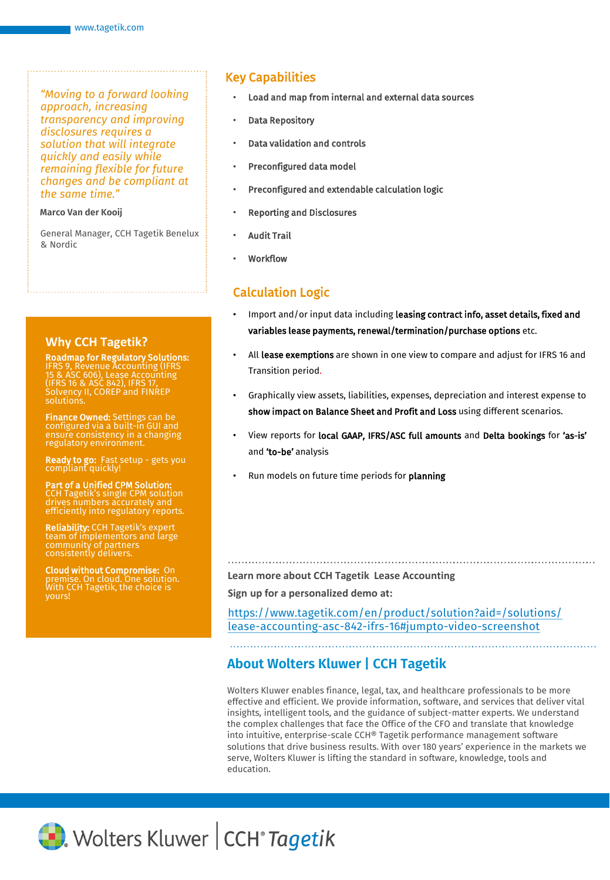*"Moving to a forward looking approach, increasing transparency and improving disclosures requires a solution that will integrate quickly and easily while remaining flexible for future changes and be compliant at the same time."*

**Marco Van der Kooij**

General Manager, CCH Tagetik Benelux & Nordic

## Why CCH Tagetik?

**Roadmap for Regulatory Solutions:** IFRS 9, Revenue Accounting (IFRS 15 & ASC 606), Lease Accounting (IFRS 16 & ASC 842), IFRS 17, Solvency II, COREP and FINREP solutions.

**Finance Owned:** Settings can be configured via a built-in GUI and ensure consistency in a changing regulatory environment.

**Ready to go:** Fast setup - gets you compliant quickly!

**Part of a Unified CPM Solution:** CCH Tagetik's single CPM solution drives numbers accurately and efficiently into regulatory reports.

**Reliability:** CCH Tagetik's expert team of implementors and large community of partners consistently delivers.

**Cloud without Compromise:** On premise. On cloud. One solution. With CCH Tagetik, the choice is yours!

## Key Capabilities

- Load and map from internal and external data sources
- Data Repository
- Data validation and controls
- Preconfigured data model
- Preconfigured and extendable calculation logic
- Reporting and Disclosures
- Audit Trail
- Workflow

## Calculation Logic

- Import and/or input data including **leasing contract info, asset details, fixed and variables lease payments, renewal/termination/purchase options** etc.
- All **lease exemptions** are shown in one view to compare and adjust for IFRS 16 and Transition period.
- Graphically view assets, liabilities, expenses, depreciation and interest expense to **show impact on Balance Sheet and Profit and Loss** using different scenarios.
- View reports for **local GAAP, IFRS/ASC full amounts** and **Delta bookings** for **'as-is'** and **'to-be'** analysis
- Run models on future time periods for **planning**

**Learn more about CCH Tagetik Lease Accounting**

**Sign up for a personalized demo at:**

https://www.tagetik.com/en/product/solution?aid=/solutions/lease-accounting-asc-842-ifrs-16#jumpto-video-screenshot

## About Wolters Kluwer | CCH Tagetik

Wolters Kluwer enables finance, legal, tax, and healthcare professionals to be more effective and efficient. We provide information, software, and services that deliver vital insights, intelligent tools, and the guidance of subject-matter experts. We understand the complex challenges that face the Office of the CFO and translate that knowledge into intuitive, enterprise-scale CCH® Tagetik performance management software solutions that drive business results. With over 180 years' experience in the markets we serve, Wolters Kluwer is lifting the standard in software, knowledge, tools and education.